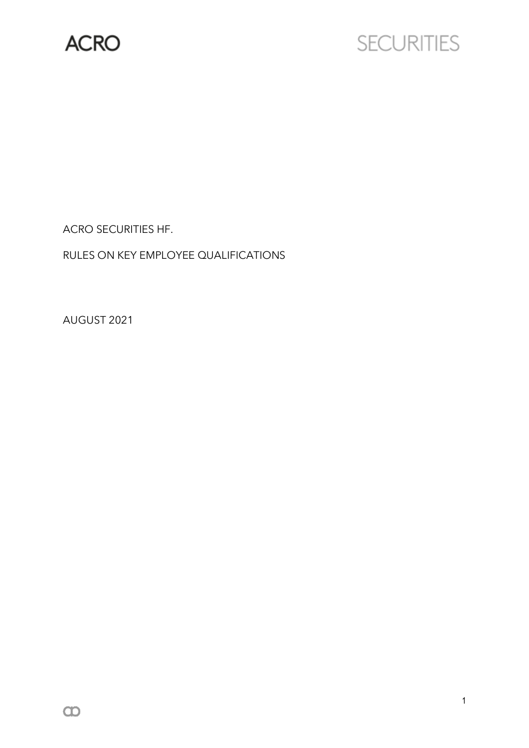ACRO SECURITIES

ACRO SECURITIES HF.

RULES ON KEY EMPLOYEE QUALIFICATIONS

AUGUST 2021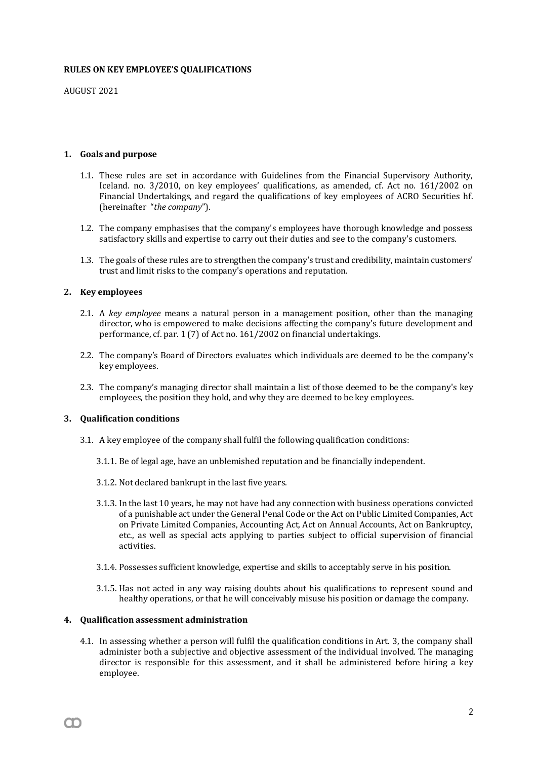**RULES ON KEY EMPLOYEE'S QUALIFICATIONS**

AUGUST 2021

## 1. Goals and purpose

1.1. These rules are set in accordance with Guidelines from the Financial Supervisory Authority, Iceland. no. 3/2010, on key employees' qualifications, as amended, cf. Act no. 161/2002 on Financial Undertakings, and regard the qualifications of key employees of ACRO Securities hf. (hereinafter "*the company*").

1.2. The company emphasises that the company's employees have thorough knowledge and possess satisfactory skills and expertise to carry out their duties and see to the company's customers.

1.3. The goals of these rules are to strengthen the company's trust and credibility, maintain customers' trust and limit risks to the company's operations and reputation.

## 2. Key employees

2.1. A *key employee* means a natural person in a management position, other than the managing director, who is empowered to make decisions affecting the company's future development and performance, cf. par. 1 (7) of Act no. 161/2002 on financial undertakings.

2.2. The company's Board of Directors evaluates which individuals are deemed to be the company's key employees.

2.3. The company's managing director shall maintain a list of those deemed to be the company's key employees, the position they hold, and why they are deemed to be key employees.

## 3. Qualification conditions

3.1. A key employee of the company shall fulfil the following qualification conditions:

3.1.1. Be of legal age, have an unblemished reputation and be financially independent.

3.1.2. Not declared bankrupt in the last five years.

3.1.3. In the last 10 years, he may not have had any connection with business operations convicted of a punishable act under the General Penal Code or the Act on Public Limited Companies, Act on Private Limited Companies, Accounting Act, Act on Annual Accounts, Act on Bankruptcy, etc., as well as special acts applying to parties subject to official supervision of financial activities.

3.1.4. Possesses sufficient knowledge, expertise and skills to acceptably serve in his position.

3.1.5. Has not acted in any way raising doubts about his qualifications to represent sound and healthy operations, or that he will conceivably misuse his position or damage the company.

## 4. Qualification assessment administration

4.1. In assessing whether a person will fulfil the qualification conditions in Art. 3, the company shall administer both a subjective and objective assessment of the individual involved. The managing director is responsible for this assessment, and it shall be administered before hiring a key employee.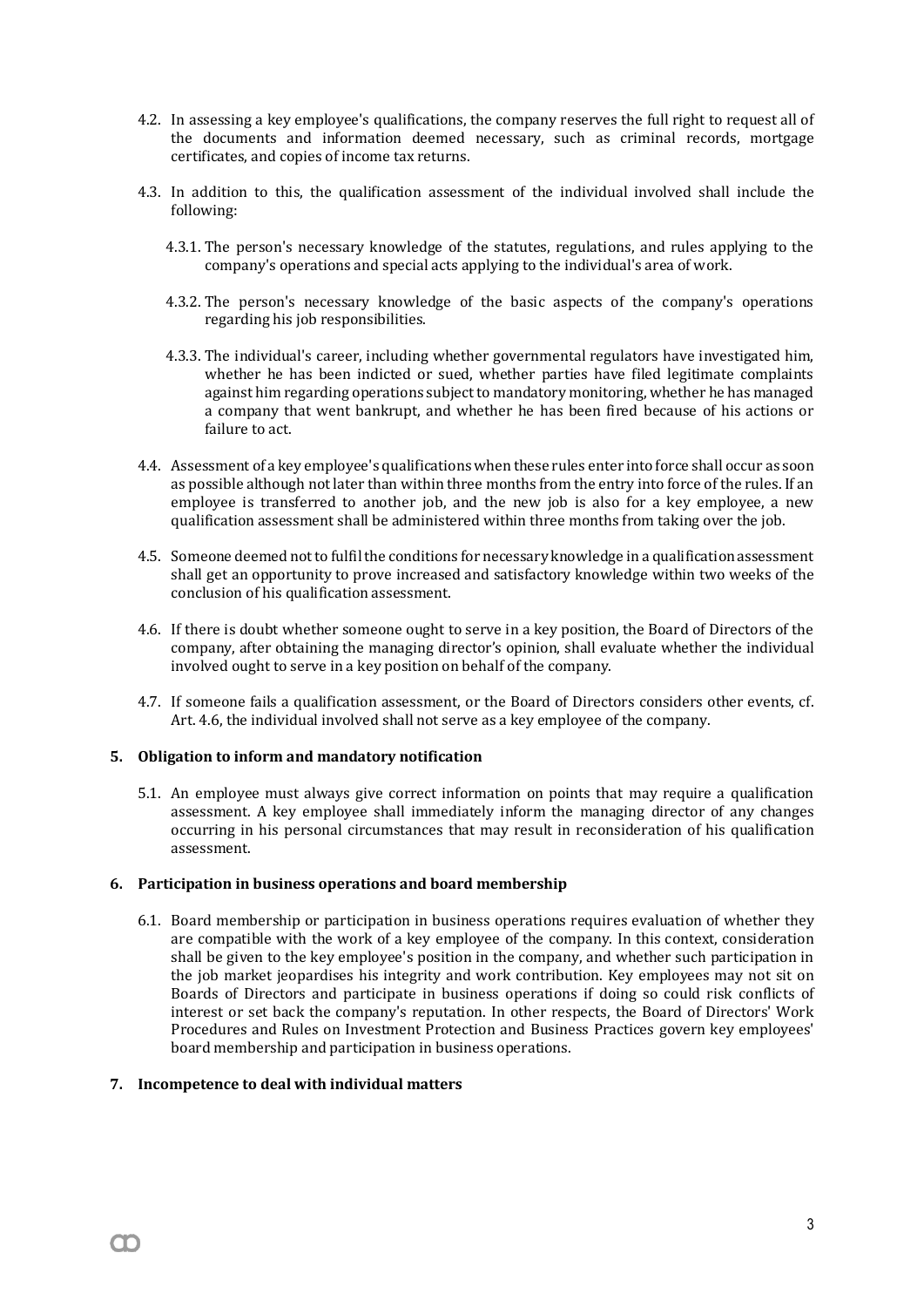4.2. In assessing a key employee's qualifications, the company reserves the full right to request all of the documents and information deemed necessary, such as criminal records, mortgage certificates, and copies of income tax returns.

4.3. In addition to this, the qualification assessment of the individual involved shall include the following:

   4.3.1. The person's necessary knowledge of the statutes, regulations, and rules applying to the company's operations and special acts applying to the individual's area of work.

   4.3.2. The person's necessary knowledge of the basic aspects of the company's operations regarding his job responsibilities.

   4.3.3. The individual's career, including whether governmental regulators have investigated him, whether he has been indicted or sued, whether parties have filed legitimate complaints against him regarding operations subject to mandatory monitoring, whether he has managed a company that went bankrupt, and whether he has been fired because of his actions or failure to act.

4.4. Assessment of a key employee's qualifications when these rules enter into force shall occur as soon as possible although not later than within three months from the entry into force of the rules. If an employee is transferred to another job, and the new job is also for a key employee, a new qualification assessment shall be administered within three months from taking over the job.

4.5. Someone deemed not to fulfil the conditions for necessary knowledge in a qualification assessment shall get an opportunity to prove increased and satisfactory knowledge within two weeks of the conclusion of his qualification assessment.

4.6. If there is doubt whether someone ought to serve in a key position, the Board of Directors of the company, after obtaining the managing director's opinion, shall evaluate whether the individual involved ought to serve in a key position on behalf of the company.

4.7. If someone fails a qualification assessment, or the Board of Directors considers other events, cf. Art. 4.6, the individual involved shall not serve as a key employee of the company.

**5. Obligation to inform and mandatory notification**

5.1. An employee must always give correct information on points that may require a qualification assessment. A key employee shall immediately inform the managing director of any changes occurring in his personal circumstances that may result in reconsideration of his qualification assessment.

**6. Participation in business operations and board membership**

6.1. Board membership or participation in business operations requires evaluation of whether they are compatible with the work of a key employee of the company. In this context, consideration shall be given to the key employee's position in the company, and whether such participation in the job market jeopardises his integrity and work contribution. Key employees may not sit on Boards of Directors and participate in business operations if doing so could risk conflicts of interest or set back the company's reputation. In other respects, the Board of Directors' Work Procedures and Rules on Investment Protection and Business Practices govern key employees' board membership and participation in business operations.

**7. Incompetence to deal with individual matters**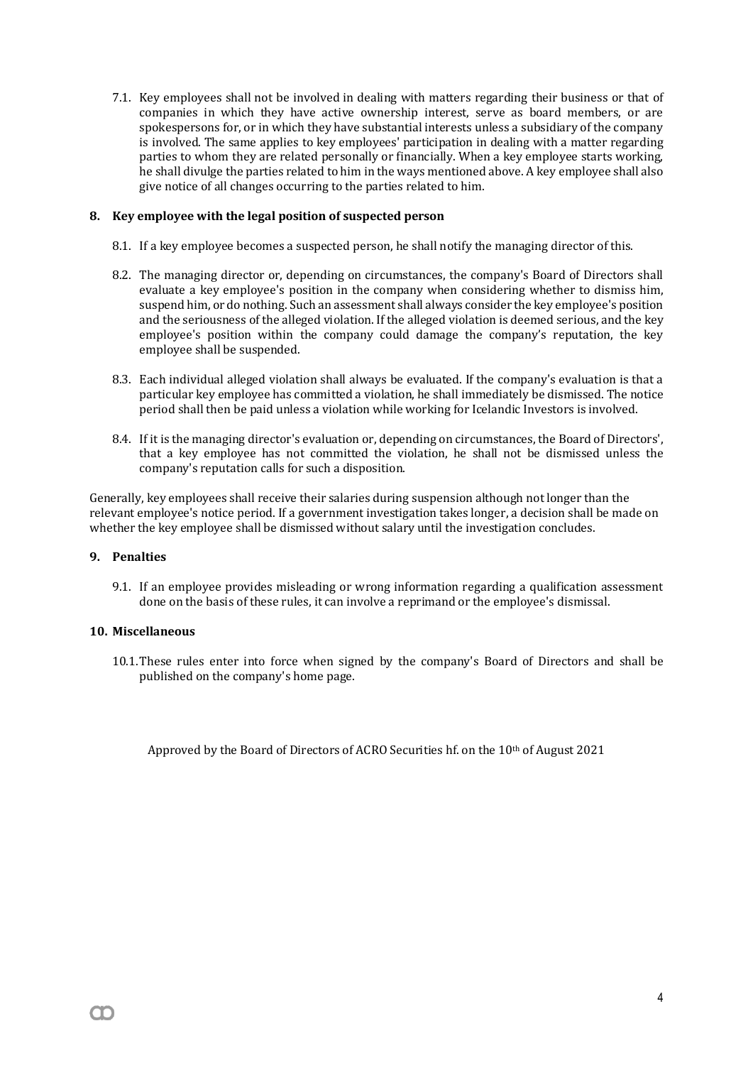7.1. Key employees shall not be involved in dealing with matters regarding their business or that of companies in which they have active ownership interest, serve as board members, or are spokespersons for, or in which they have substantial interests unless a subsidiary of the company is involved. The same applies to key employees' participation in dealing with a matter regarding parties to whom they are related personally or financially. When a key employee starts working, he shall divulge the parties related to him in the ways mentioned above. A key employee shall also give notice of all changes occurring to the parties related to him.

## 8. Key employee with the legal position of suspected person

8.1. If a key employee becomes a suspected person, he shall notify the managing director of this.

8.2. The managing director or, depending on circumstances, the company's Board of Directors shall evaluate a key employee's position in the company when considering whether to dismiss him, suspend him, or do nothing. Such an assessment shall always consider the key employee's position and the seriousness of the alleged violation. If the alleged violation is deemed serious, and the key employee's position within the company could damage the company's reputation, the key employee shall be suspended.

8.3. Each individual alleged violation shall always be evaluated. If the company's evaluation is that a particular key employee has committed a violation, he shall immediately be dismissed. The notice period shall then be paid unless a violation while working for Icelandic Investors is involved.

8.4. If it is the managing director's evaluation or, depending on circumstances, the Board of Directors', that a key employee has not committed the violation, he shall not be dismissed unless the company's reputation calls for such a disposition.

Generally, key employees shall receive their salaries during suspension although not longer than the relevant employee's notice period. If a government investigation takes longer, a decision shall be made on whether the key employee shall be dismissed without salary until the investigation concludes.

## 9. Penalties

9.1. If an employee provides misleading or wrong information regarding a qualification assessment done on the basis of these rules, it can involve a reprimand or the employee's dismissal.

## 10. Miscellaneous

10.1. These rules enter into force when signed by the company's Board of Directors and shall be published on the company's home page.

Approved by the Board of Directors of ACRO Securities hf. on the 10th of August 2021